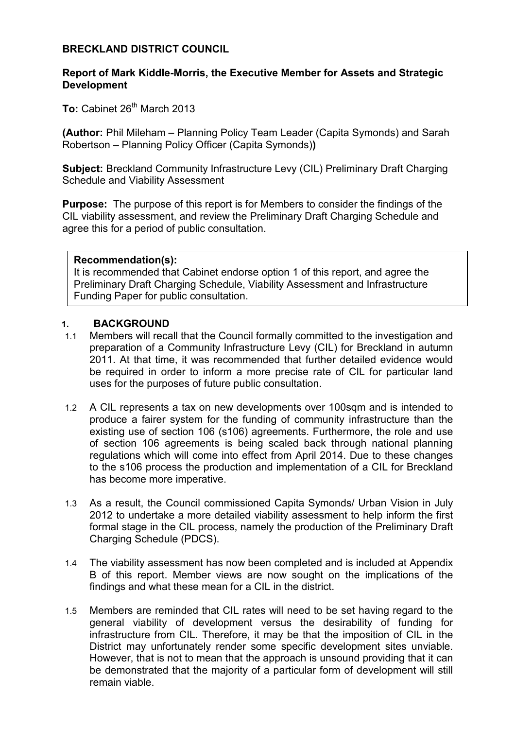**BRECKLAND DISTRICT COUNCIL**

**Report of Mark Kiddle-Morris, the Executive Member for Assets and Strategic Development**

**To:** Cabinet 26th March 2013

**(Author:** Phil Mileham – Planning Policy Team Leader (Capita Symonds) and Sarah Robertson – Planning Policy Officer (Capita Symonds)**)**

**Subject:** Breckland Community Infrastructure Levy (CIL) Preliminary Draft Charging Schedule and Viability Assessment

**Purpose:** The purpose of this report is for Members to consider the findings of the CIL viability assessment, and review the Preliminary Draft Charging Schedule and agree this for a period of public consultation.

> **Recommendation(s):**
> It is recommended that Cabinet endorse option 1 of this report, and agree the Preliminary Draft Charging Schedule, Viability Assessment and Infrastructure Funding Paper for public consultation.

## 1. BACKGROUND

1.1 Members will recall that the Council formally committed to the investigation and preparation of a Community Infrastructure Levy (CIL) for Breckland in autumn 2011. At that time, it was recommended that further detailed evidence would be required in order to inform a more precise rate of CIL for particular land uses for the purposes of future public consultation.

1.2 A CIL represents a tax on new developments over 100sqm and is intended to produce a fairer system for the funding of community infrastructure than the existing use of section 106 (s106) agreements. Furthermore, the role and use of section 106 agreements is being scaled back through national planning regulations which will come into effect from April 2014. Due to these changes to the s106 process the production and implementation of a CIL for Breckland has become more imperative.

1.3 As a result, the Council commissioned Capita Symonds/ Urban Vision in July 2012 to undertake a more detailed viability assessment to help inform the first formal stage in the CIL process, namely the production of the Preliminary Draft Charging Schedule (PDCS).

1.4 The viability assessment has now been completed and is included at Appendix B of this report. Member views are now sought on the implications of the findings and what these mean for a CIL in the district.

1.5 Members are reminded that CIL rates will need to be set having regard to the general viability of development versus the desirability of funding for infrastructure from CIL. Therefore, it may be that the imposition of CIL in the District may unfortunately render some specific development sites unviable. However, that is not to mean that the approach is unsound providing that it can be demonstrated that the majority of a particular form of development will still remain viable.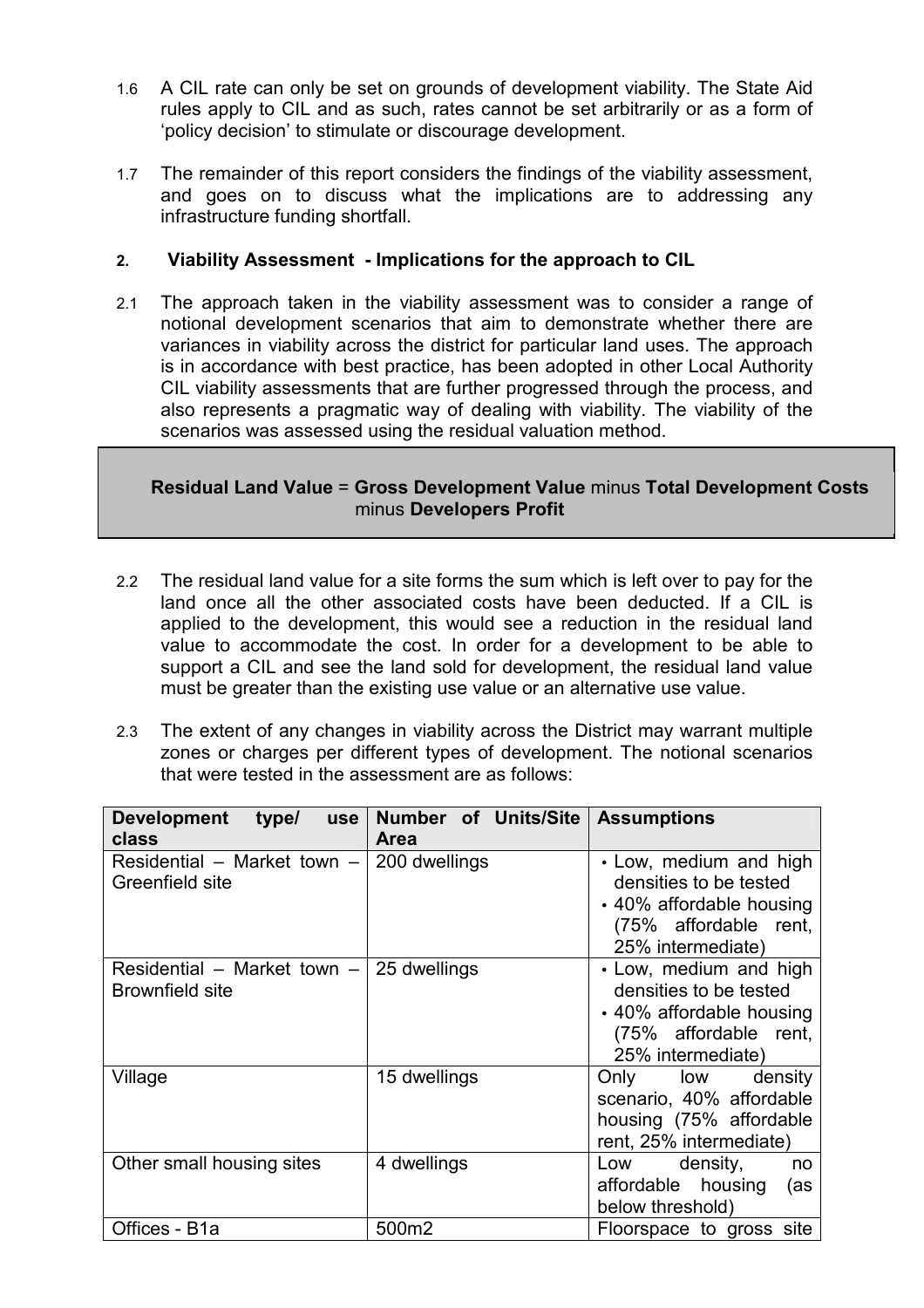1.6 A CIL rate can only be set on grounds of development viability. The State Aid rules apply to CIL and as such, rates cannot be set arbitrarily or as a form of 'policy decision' to stimulate or discourage development.

1.7 The remainder of this report considers the findings of the viability assessment, and goes on to discuss what the implications are to addressing any infrastructure funding shortfall.

## 2. Viability Assessment - Implications for the approach to CIL

2.1 The approach taken in the viability assessment was to consider a range of notional development scenarios that aim to demonstrate whether there are variances in viability across the district for particular land uses. The approach is in accordance with best practice, has been adopted in other Local Authority CIL viability assessments that are further progressed through the process, and also represents a pragmatic way of dealing with viability. The viability of the scenarios was assessed using the residual valuation method.

> **Residual Land Value** = **Gross Development Value** minus **Total Development Costs** minus **Developers Profit**

2.2 The residual land value for a site forms the sum which is left over to pay for the land once all the other associated costs have been deducted. If a CIL is applied to the development, this would see a reduction in the residual land value to accommodate the cost. In order for a development to be able to support a CIL and see the land sold for development, the residual land value must be greater than the existing use value or an alternative use value.

2.3 The extent of any changes in viability across the District may warrant multiple zones or charges per different types of development. The notional scenarios that were tested in the assessment are as follows:

| Development type/ use class | Number of Units/Site Area | Assumptions |
|---|---|---|
| Residential – Market town – Greenfield site | 200 dwellings | • Low, medium and high densities to be tested<br>• 40% affordable housing (75% affordable rent, 25% intermediate) |
| Residential – Market town – Brownfield site | 25 dwellings | • Low, medium and high densities to be tested<br>• 40% affordable housing (75% affordable rent, 25% intermediate) |
| Village | 15 dwellings | Only low density scenario, 40% affordable housing (75% affordable rent, 25% intermediate) |
| Other small housing sites | 4 dwellings | Low density, no affordable housing (as below threshold) |
| Offices - B1a | 500m2 | Floorspace to gross site |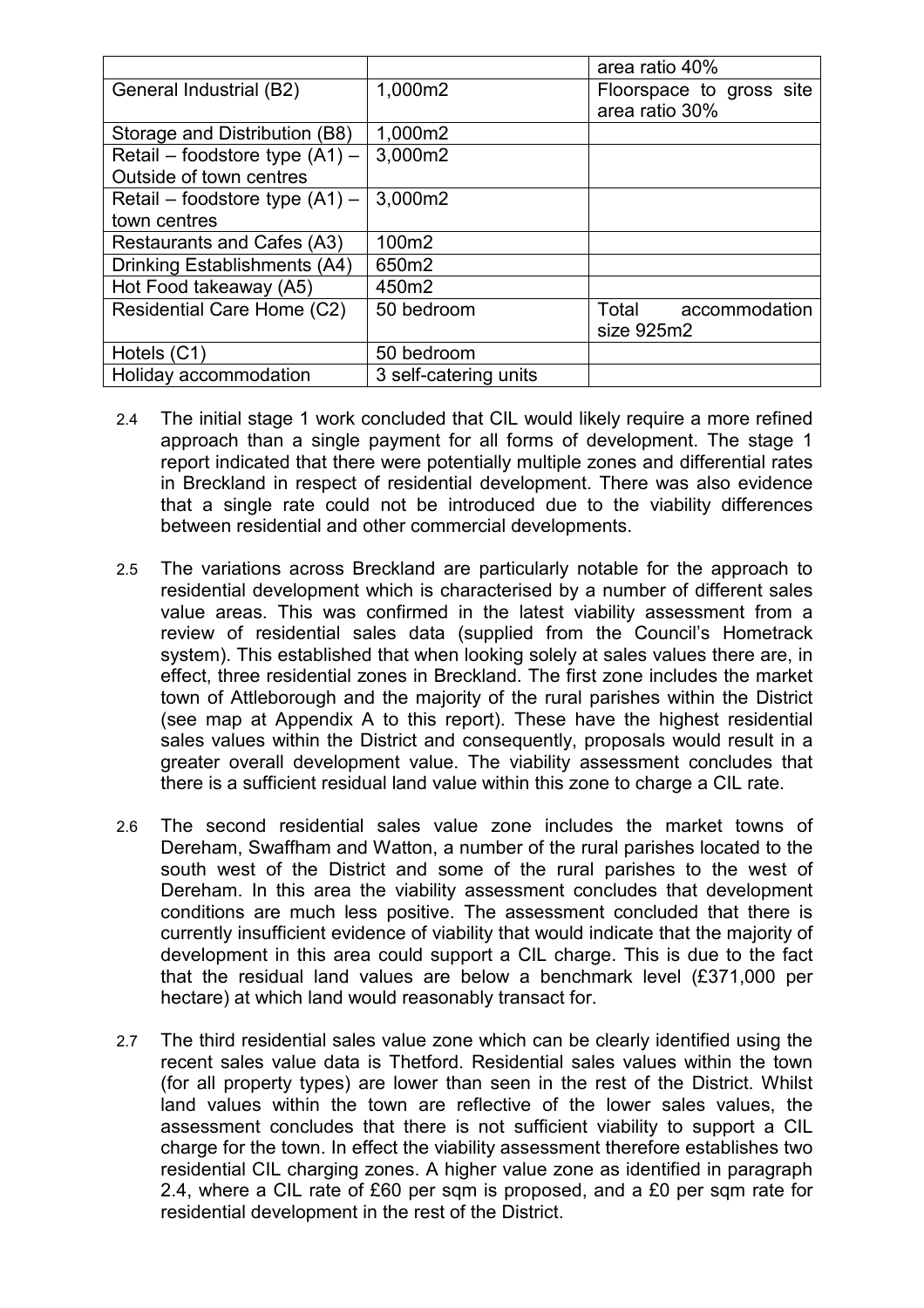| | | |
|---|---|---|
| | | area ratio 40% |
| General Industrial (B2) | 1,000m2 | Floorspace to gross site area ratio 30% |
| Storage and Distribution (B8) | 1,000m2 | |
| Retail – foodstore type (A1) – Outside of town centres | 3,000m2 | |
| Retail – foodstore type (A1) – town centres | 3,000m2 | |
| Restaurants and Cafes (A3) | 100m2 | |
| Drinking Establishments (A4) | 650m2 | |
| Hot Food takeaway (A5) | 450m2 | |
| Residential Care Home (C2) | 50 bedroom | Total accommodation size 925m2 |
| Hotels (C1) | 50 bedroom | |
| Holiday accommodation | 3 self-catering units | |

2.4 The initial stage 1 work concluded that CIL would likely require a more refined approach than a single payment for all forms of development. The stage 1 report indicated that there were potentially multiple zones and differential rates in Breckland in respect of residential development. There was also evidence that a single rate could not be introduced due to the viability differences between residential and other commercial developments.

2.5 The variations across Breckland are particularly notable for the approach to residential development which is characterised by a number of different sales value areas. This was confirmed in the latest viability assessment from a review of residential sales data (supplied from the Council's Hometrack system). This established that when looking solely at sales values there are, in effect, three residential zones in Breckland. The first zone includes the market town of Attleborough and the majority of the rural parishes within the District (see map at Appendix A to this report). These have the highest residential sales values within the District and consequently, proposals would result in a greater overall development value. The viability assessment concludes that there is a sufficient residual land value within this zone to charge a CIL rate.

2.6 The second residential sales value zone includes the market towns of Dereham, Swaffham and Watton, a number of the rural parishes located to the south west of the District and some of the rural parishes to the west of Dereham. In this area the viability assessment concludes that development conditions are much less positive. The assessment concluded that there is currently insufficient evidence of viability that would indicate that the majority of development in this area could support a CIL charge. This is due to the fact that the residual land values are below a benchmark level (£371,000 per hectare) at which land would reasonably transact for.

2.7 The third residential sales value zone which can be clearly identified using the recent sales value data is Thetford. Residential sales values within the town (for all property types) are lower than seen in the rest of the District. Whilst land values within the town are reflective of the lower sales values, the assessment concludes that there is not sufficient viability to support a CIL charge for the town. In effect the viability assessment therefore establishes two residential CIL charging zones. A higher value zone as identified in paragraph 2.4, where a CIL rate of £60 per sqm is proposed, and a £0 per sqm rate for residential development in the rest of the District.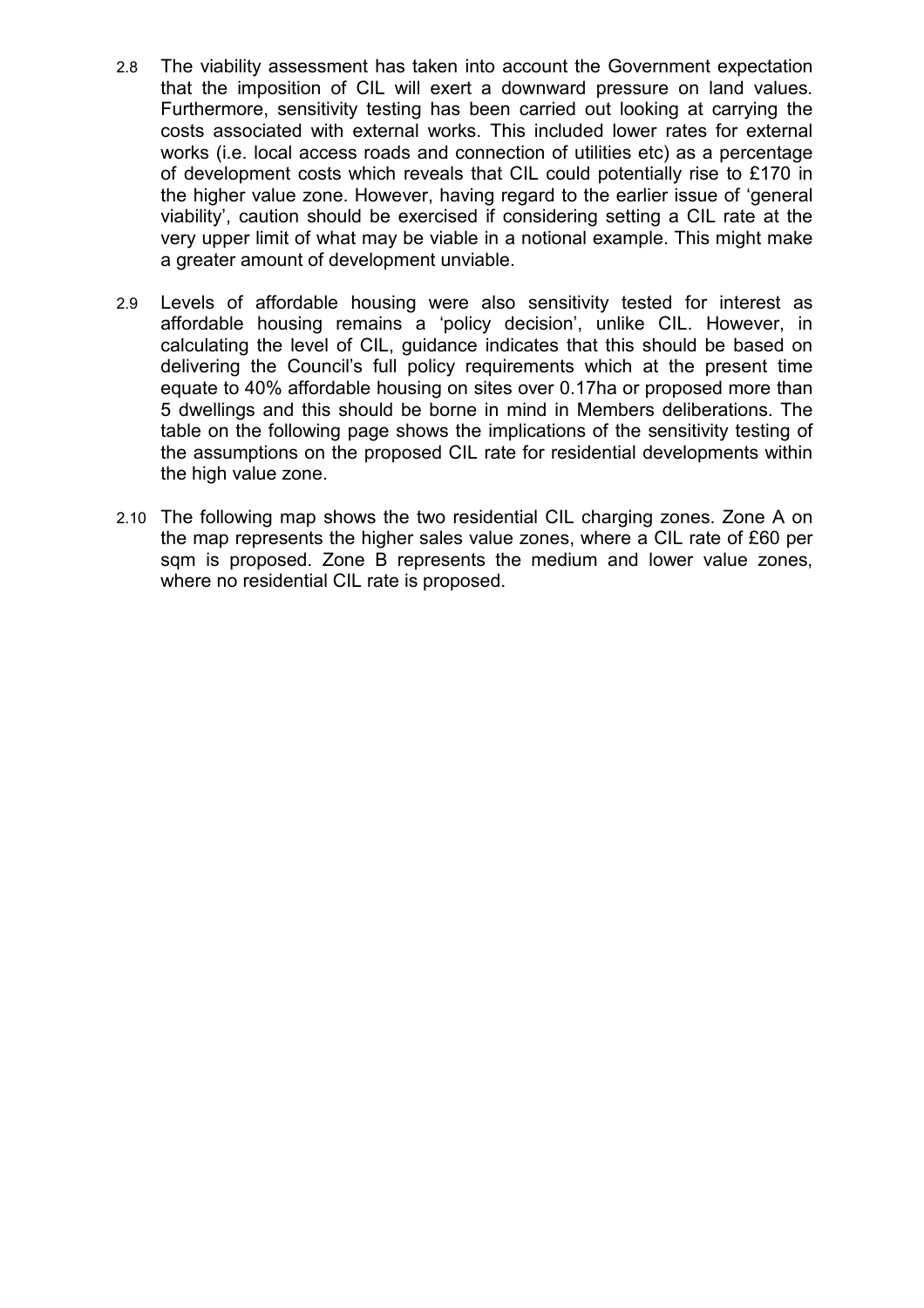2.8 The viability assessment has taken into account the Government expectation that the imposition of CIL will exert a downward pressure on land values. Furthermore, sensitivity testing has been carried out looking at carrying the costs associated with external works. This included lower rates for external works (i.e. local access roads and connection of utilities etc) as a percentage of development costs which reveals that CIL could potentially rise to £170 in the higher value zone. However, having regard to the earlier issue of 'general viability', caution should be exercised if considering setting a CIL rate at the very upper limit of what may be viable in a notional example. This might make a greater amount of development unviable.

2.9 Levels of affordable housing were also sensitivity tested for interest as affordable housing remains a 'policy decision', unlike CIL. However, in calculating the level of CIL, guidance indicates that this should be based on delivering the Council's full policy requirements which at the present time equate to 40% affordable housing on sites over 0.17ha or proposed more than 5 dwellings and this should be borne in mind in Members deliberations. The table on the following page shows the implications of the sensitivity testing of the assumptions on the proposed CIL rate for residential developments within the high value zone.

2.10 The following map shows the two residential CIL charging zones. Zone A on the map represents the higher sales value zones, where a CIL rate of £60 per sqm is proposed. Zone B represents the medium and lower value zones, where no residential CIL rate is proposed.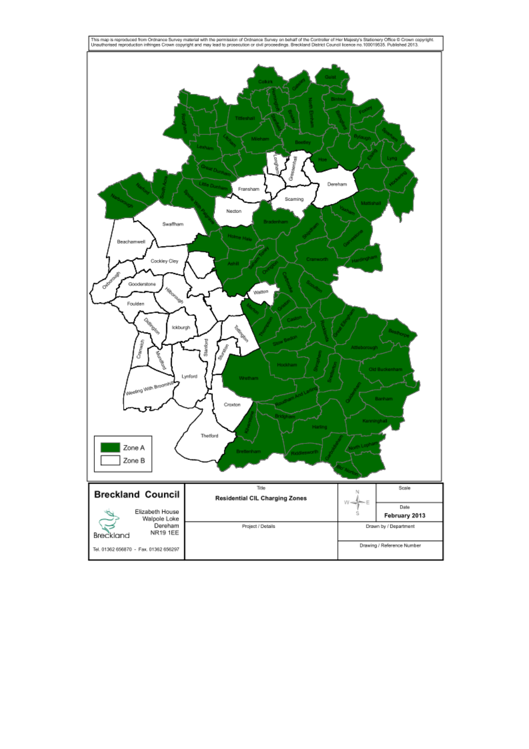This map is reproduced from Ordnance Survey material with the permission of Ordnance Survey on behalf of the Controller of Her Majesty's Stationery Office © Crown copyright. Unauthorised reproduction infringes Crown copyright and may lead to prosecution or civil proceedings. Breckland District Council licence no.100019535. Published 2013.

Zone A

Zone B

**Breckland Council**

Elizabeth House
Walpole Loke
Dereham
NR19 1EE

Tel. 01362 656870 - Fax. 01362 656297

| Title | | Scale |
|---|---|---|
| **Residential CIL Charging Zones** | N W E S | |
| | | Date |
| | | **February 2013** |
| Project / Details | | Drawn by / Department |
| | | Drawing / Reference Number |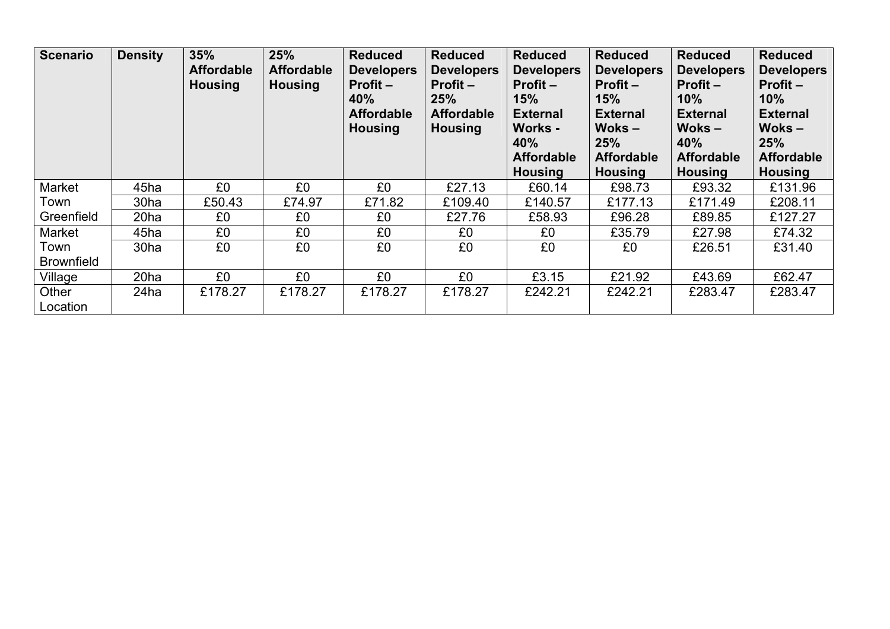| Scenario | Density | 35% Affordable Housing | 25% Affordable Housing | Reduced Developers Profit – 40% Affordable Housing | Reduced Developers Profit – 25% Affordable Housing | Reduced Developers Profit – 15% External Works - 40% Affordable Housing | Reduced Developers Profit – 15% External Woks – 25% Affordable Housing | Reduced Developers Profit – 10% External Woks – 40% Affordable Housing | Reduced Developers Profit – 10% External Woks – 25% Affordable Housing |
|---|---|---|---|---|---|---|---|---|---|
| Market Town Greenfield | 45ha | £0 | £0 | £0 | £27.13 | £60.14 | £98.73 | £93.32 | £131.96 |
| | 30ha | £50.43 | £74.97 | £71.82 | £109.40 | £140.57 | £177.13 | £171.49 | £208.11 |
| | 20ha | £0 | £0 | £0 | £27.76 | £58.93 | £96.28 | £89.85 | £127.27 |
| Market Town Brownfield | 45ha | £0 | £0 | £0 | £0 | £0 | £35.79 | £27.98 | £74.32 |
| | 30ha | £0 | £0 | £0 | £0 | £0 | £0 | £26.51 | £31.40 |
| Village | 20ha | £0 | £0 | £0 | £0 | £3.15 | £21.92 | £43.69 | £62.47 |
| Other Location | 24ha | £178.27 | £178.27 | £178.27 | £178.27 | £242.21 | £242.21 | £283.47 | £283.47 |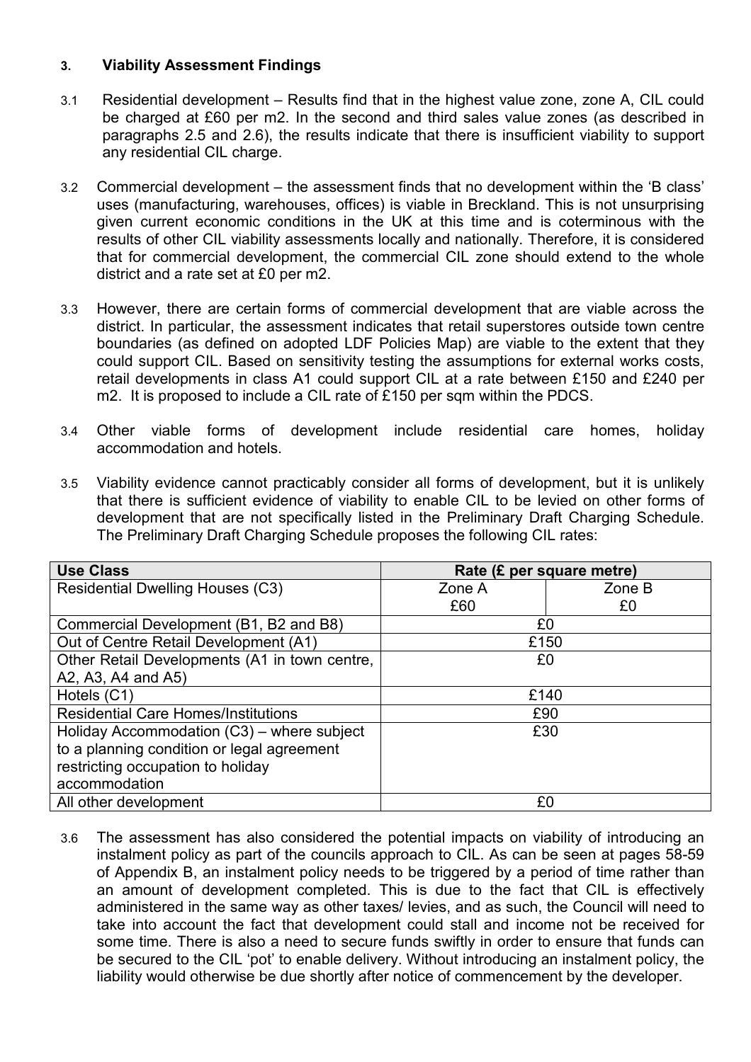## 3. Viability Assessment Findings

3.1 Residential development – Results find that in the highest value zone, zone A, CIL could be charged at £60 per m2. In the second and third sales value zones (as described in paragraphs 2.5 and 2.6), the results indicate that there is insufficient viability to support any residential CIL charge.

3.2 Commercial development – the assessment finds that no development within the 'B class' uses (manufacturing, warehouses, offices) is viable in Breckland. This is not unsurprising given current economic conditions in the UK at this time and is coterminous with the results of other CIL viability assessments locally and nationally. Therefore, it is considered that for commercial development, the commercial CIL zone should extend to the whole district and a rate set at £0 per m2.

3.3 However, there are certain forms of commercial development that are viable across the district. In particular, the assessment indicates that retail superstores outside town centre boundaries (as defined on adopted LDF Policies Map) are viable to the extent that they could support CIL. Based on sensitivity testing the assumptions for external works costs, retail developments in class A1 could support CIL at a rate between £150 and £240 per m2. It is proposed to include a CIL rate of £150 per sqm within the PDCS.

3.4 Other viable forms of development include residential care homes, holiday accommodation and hotels.

3.5 Viability evidence cannot practicably consider all forms of development, but it is unlikely that there is sufficient evidence of viability to enable CIL to be levied on other forms of development that are not specifically listed in the Preliminary Draft Charging Schedule. The Preliminary Draft Charging Schedule proposes the following CIL rates:

| Use Class | Rate (£ per square metre) | |
|---|---|---|
| Residential Dwelling Houses (C3) | Zone A<br>£60 | Zone B<br>£0 |
| Commercial Development (B1, B2 and B8) | £0 | |
| Out of Centre Retail Development (A1) | £150 | |
| Other Retail Developments (A1 in town centre, A2, A3, A4 and A5) | £0 | |
| Hotels (C1) | £140 | |
| Residential Care Homes/Institutions | £90 | |
| Holiday Accommodation (C3) – where subject to a planning condition or legal agreement restricting occupation to holiday accommodation | £30 | |
| All other development | £0 | |

3.6 The assessment has also considered the potential impacts on viability of introducing an instalment policy as part of the councils approach to CIL. As can be seen at pages 58-59 of Appendix B, an instalment policy needs to be triggered by a period of time rather than an amount of development completed. This is due to the fact that CIL is effectively administered in the same way as other taxes/ levies, and as such, the Council will need to take into account the fact that development could stall and income not be received for some time. There is also a need to secure funds swiftly in order to ensure that funds can be secured to the CIL 'pot' to enable delivery. Without introducing an instalment policy, the liability would otherwise be due shortly after notice of commencement by the developer.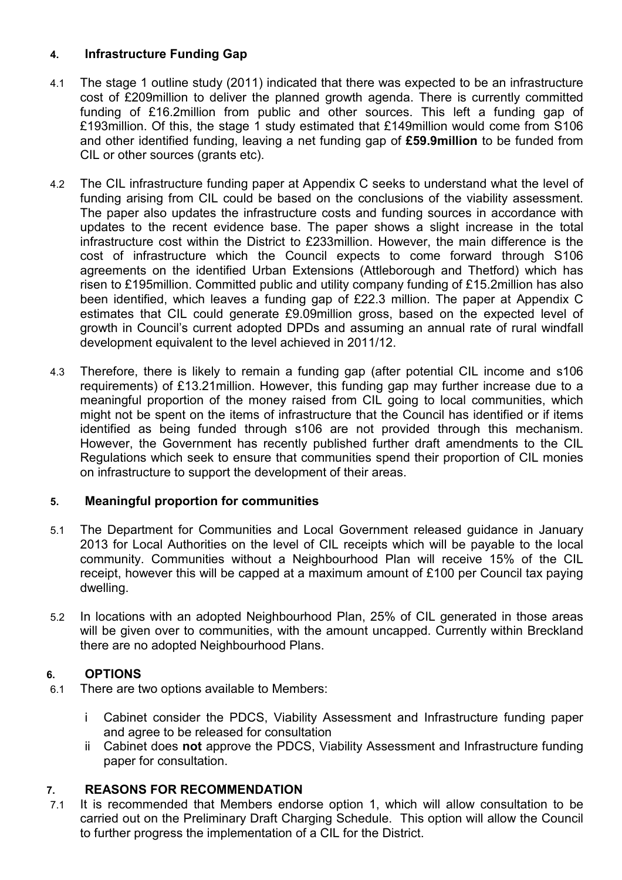## 4. Infrastructure Funding Gap

4.1 The stage 1 outline study (2011) indicated that there was expected to be an infrastructure cost of £209million to deliver the planned growth agenda. There is currently committed funding of £16.2million from public and other sources. This left a funding gap of £193million. Of this, the stage 1 study estimated that £149million would come from S106 and other identified funding, leaving a net funding gap of **£59.9million** to be funded from CIL or other sources (grants etc).

4.2 The CIL infrastructure funding paper at Appendix C seeks to understand what the level of funding arising from CIL could be based on the conclusions of the viability assessment. The paper also updates the infrastructure costs and funding sources in accordance with updates to the recent evidence base. The paper shows a slight increase in the total infrastructure cost within the District to £233million. However, the main difference is the cost of infrastructure which the Council expects to come forward through S106 agreements on the identified Urban Extensions (Attleborough and Thetford) which has risen to £195million. Committed public and utility company funding of £15.2million has also been identified, which leaves a funding gap of £22.3 million. The paper at Appendix C estimates that CIL could generate £9.09million gross, based on the expected level of growth in Council's current adopted DPDs and assuming an annual rate of rural windfall development equivalent to the level achieved in 2011/12.

4.3 Therefore, there is likely to remain a funding gap (after potential CIL income and s106 requirements) of £13.21million. However, this funding gap may further increase due to a meaningful proportion of the money raised from CIL going to local communities, which might not be spent on the items of infrastructure that the Council has identified or if items identified as being funded through s106 are not provided through this mechanism. However, the Government has recently published further draft amendments to the CIL Regulations which seek to ensure that communities spend their proportion of CIL monies on infrastructure to support the development of their areas.

## 5. Meaningful proportion for communities

5.1 The Department for Communities and Local Government released guidance in January 2013 for Local Authorities on the level of CIL receipts which will be payable to the local community. Communities without a Neighbourhood Plan will receive 15% of the CIL receipt, however this will be capped at a maximum amount of £100 per Council tax paying dwelling.

5.2 In locations with an adopted Neighbourhood Plan, 25% of CIL generated in those areas will be given over to communities, with the amount uncapped. Currently within Breckland there are no adopted Neighbourhood Plans.

## 6. OPTIONS

6.1 There are two options available to Members:

i Cabinet consider the PDCS, Viability Assessment and Infrastructure funding paper and agree to be released for consultation

ii Cabinet does **not** approve the PDCS, Viability Assessment and Infrastructure funding paper for consultation.

## 7. REASONS FOR RECOMMENDATION

7.1 It is recommended that Members endorse option 1, which will allow consultation to be carried out on the Preliminary Draft Charging Schedule. This option will allow the Council to further progress the implementation of a CIL for the District.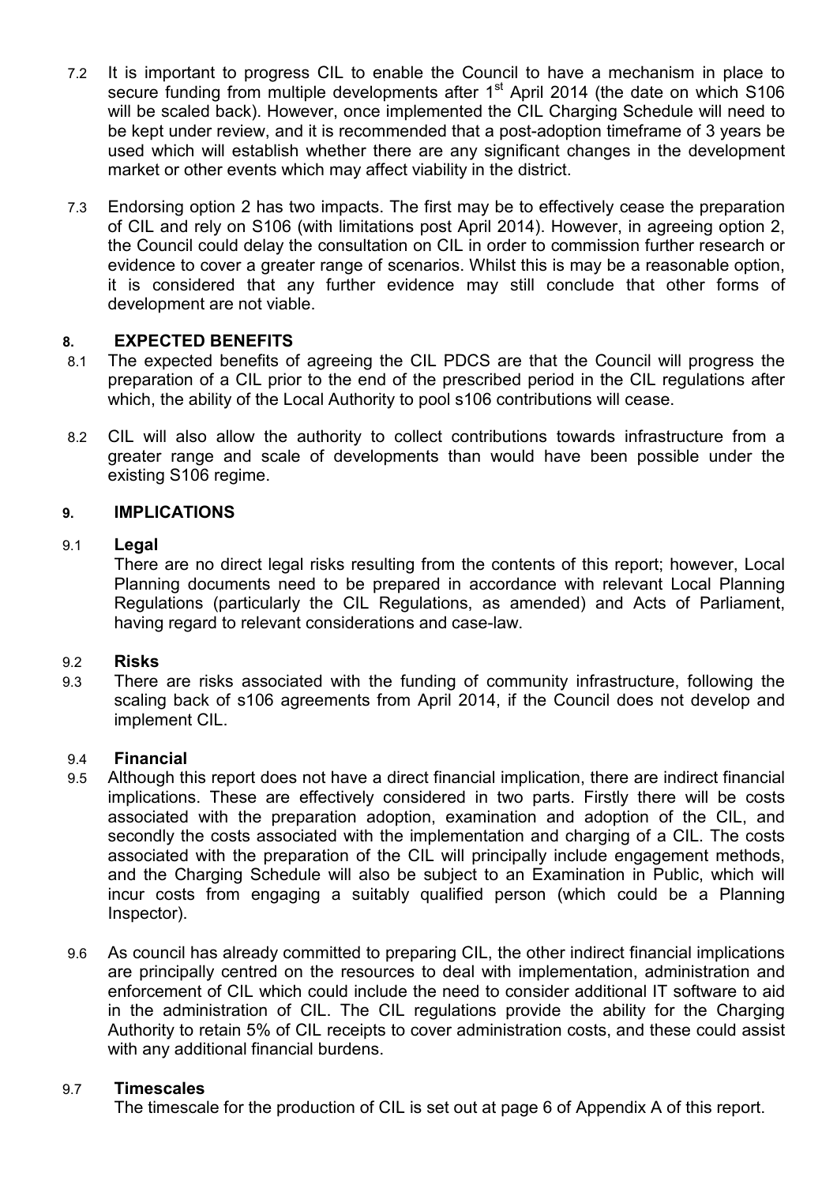7.2 It is important to progress CIL to enable the Council to have a mechanism in place to secure funding from multiple developments after 1st April 2014 (the date on which S106 will be scaled back). However, once implemented the CIL Charging Schedule will need to be kept under review, and it is recommended that a post-adoption timeframe of 3 years be used which will establish whether there are any significant changes in the development market or other events which may affect viability in the district.

7.3 Endorsing option 2 has two impacts. The first may be to effectively cease the preparation of CIL and rely on S106 (with limitations post April 2014). However, in agreeing option 2, the Council could delay the consultation on CIL in order to commission further research or evidence to cover a greater range of scenarios. Whilst this is may be a reasonable option, it is considered that any further evidence may still conclude that other forms of development are not viable.

## 8. EXPECTED BENEFITS

8.1 The expected benefits of agreeing the CIL PDCS are that the Council will progress the preparation of a CIL prior to the end of the prescribed period in the CIL regulations after which, the ability of the Local Authority to pool s106 contributions will cease.

8.2 CIL will also allow the authority to collect contributions towards infrastructure from a greater range and scale of developments than would have been possible under the existing S106 regime.

## 9. IMPLICATIONS

### 9.1 Legal

There are no direct legal risks resulting from the contents of this report; however, Local Planning documents need to be prepared in accordance with relevant Local Planning Regulations (particularly the CIL Regulations, as amended) and Acts of Parliament, having regard to relevant considerations and case-law.

### 9.2 Risks

9.3 There are risks associated with the funding of community infrastructure, following the scaling back of s106 agreements from April 2014, if the Council does not develop and implement CIL.

### 9.4 Financial

9.5 Although this report does not have a direct financial implication, there are indirect financial implications. These are effectively considered in two parts. Firstly there will be costs associated with the preparation adoption, examination and adoption of the CIL, and secondly the costs associated with the implementation and charging of a CIL. The costs associated with the preparation of the CIL will principally include engagement methods, and the Charging Schedule will also be subject to an Examination in Public, which will incur costs from engaging a suitably qualified person (which could be a Planning Inspector).

9.6 As council has already committed to preparing CIL, the other indirect financial implications are principally centred on the resources to deal with implementation, administration and enforcement of CIL which could include the need to consider additional IT software to aid in the administration of CIL. The CIL regulations provide the ability for the Charging Authority to retain 5% of CIL receipts to cover administration costs, and these could assist with any additional financial burdens.

### 9.7 Timescales

The timescale for the production of CIL is set out at page 6 of Appendix A of this report.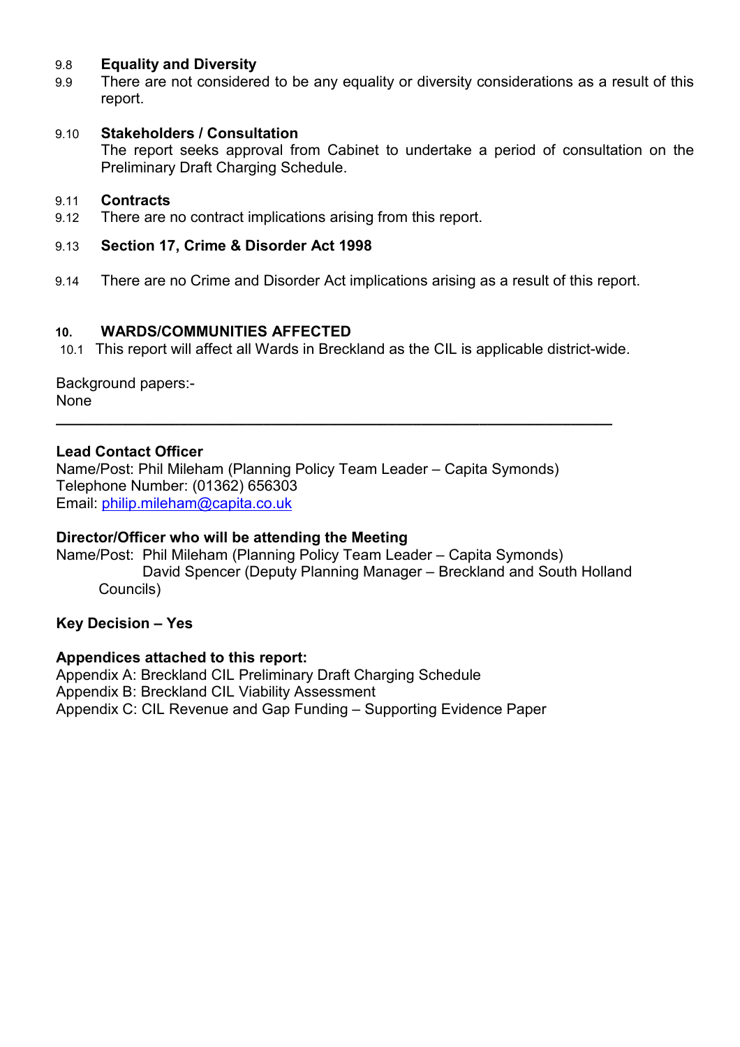9.8 **Equality and Diversity**

9.9 There are not considered to be any equality or diversity considerations as a result of this report.

9.10 **Stakeholders / Consultation**

The report seeks approval from Cabinet to undertake a period of consultation on the Preliminary Draft Charging Schedule.

9.11 **Contracts**

9.12 There are no contract implications arising from this report.

9.13 **Section 17, Crime & Disorder Act 1998**

9.14 There are no Crime and Disorder Act implications arising as a result of this report.

**10. WARDS/COMMUNITIES AFFECTED**

10.1 This report will affect all Wards in Breckland as the CIL is applicable district-wide.

Background papers:-
None

---

**Lead Contact Officer**
Name/Post: Phil Mileham (Planning Policy Team Leader – Capita Symonds)
Telephone Number: (01362) 656303
Email: philip.mileham@capita.co.uk

**Director/Officer who will be attending the Meeting**
Name/Post: Phil Mileham (Planning Policy Team Leader – Capita Symonds)
David Spencer (Deputy Planning Manager – Breckland and South Holland Councils)

**Key Decision – Yes**

**Appendices attached to this report:**
Appendix A: Breckland CIL Preliminary Draft Charging Schedule
Appendix B: Breckland CIL Viability Assessment
Appendix C: CIL Revenue and Gap Funding – Supporting Evidence Paper